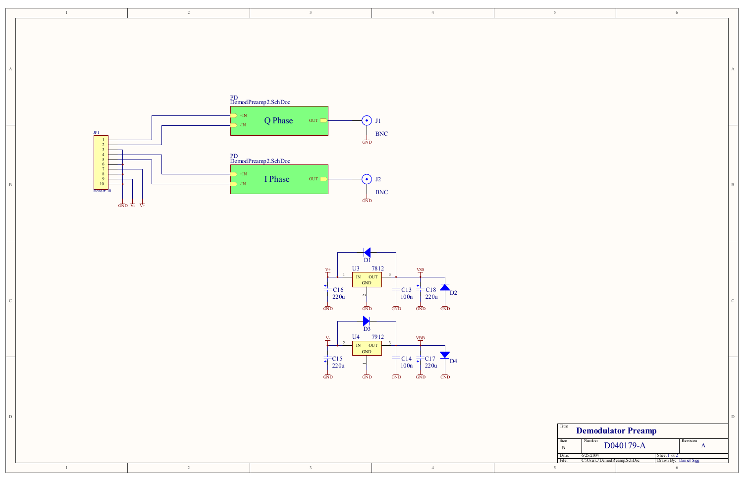PD
DemodPreamp2.SchDoc

Q Phase

+IN
-IN
OUT

J1
BNC
GND

JP1
1
2
3
4
5
6
7
8
9
10
Header 10

GND V- V+

PD
DemodPreamp2.SchDoc

I Phase

+IN
-IN
OUT

J2
BNC
GND

D1
V+
U3 7812
IN OUT
GND
1 2 3
C16 220u
C13 100n
VSS
C18 220u
D2
GND GND GND GND GND

D3
V-
U4 7912
IN OUT
GND
2 1 3
C15 220u
C14 100n
VBB
C17 220u
D4
GND GND GND GND GND

| Title | | |
|---|---|---|
| **Demodulator Preamp** | | |
| Size: B | Number: D040179-A | Revision: A |
| Date: 6/25/2004 | | Sheet 1 of 2 |
| File: C:\User\..\DemodPreamp.SchDoc | | Drawn By: Daniel Sigg |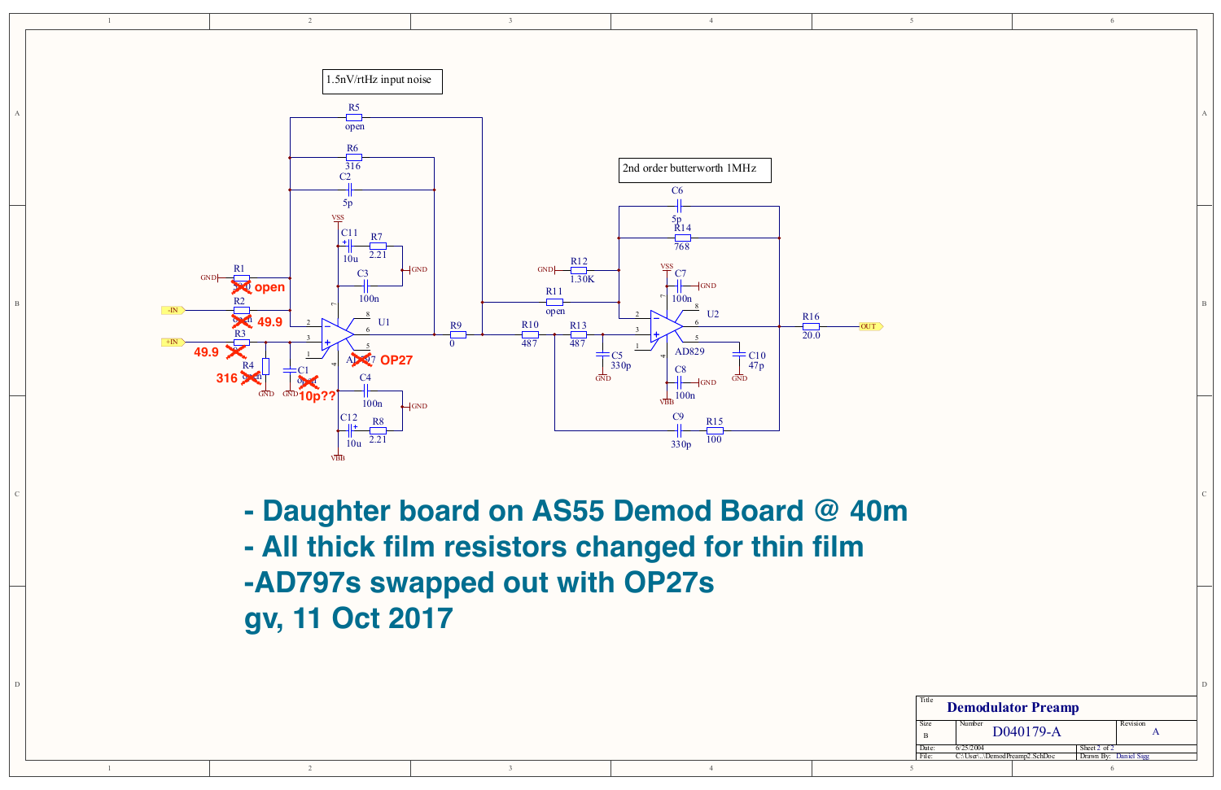1.5nV/rtHz input noise

2nd order butterworth 1MHz

R5 open
R6 316
C2 5p
C11 10u
R7 2.21
C3 100n
R1 open
R2 49.9
R3 49.9
R4 316
C1 10p??
U1 AD797 OP27
C4 100n
C12 10u
R8 2.21
R9 0
R10 487
R11 open
R12 1.30K
R13 487
C5 330p
C6 5p
R14 768
C7 100n
U2 AD829
C8 100n
C9 330p
R15 100
C10 47p
R16 20.0

-IN
+IN
OUT
VSS
VBB
GND

- Daughter board on AS55 Demod Board @ 40m
- All thick film resistors changed for thin film
- AD797s swapped out with OP27s

gv, 11 Oct 2017

| | | | |
|---|---|---|---|
| Title | **Demodulator Preamp** | | |
| Size B | Number D040179-A | | Revision A |
| Date: | 6/25/2004 | Sheet 2 of 2 | |
| File: | C:\User\...\DemodPreamp2.SchDoc | Drawn By: Daniel Sigg | |